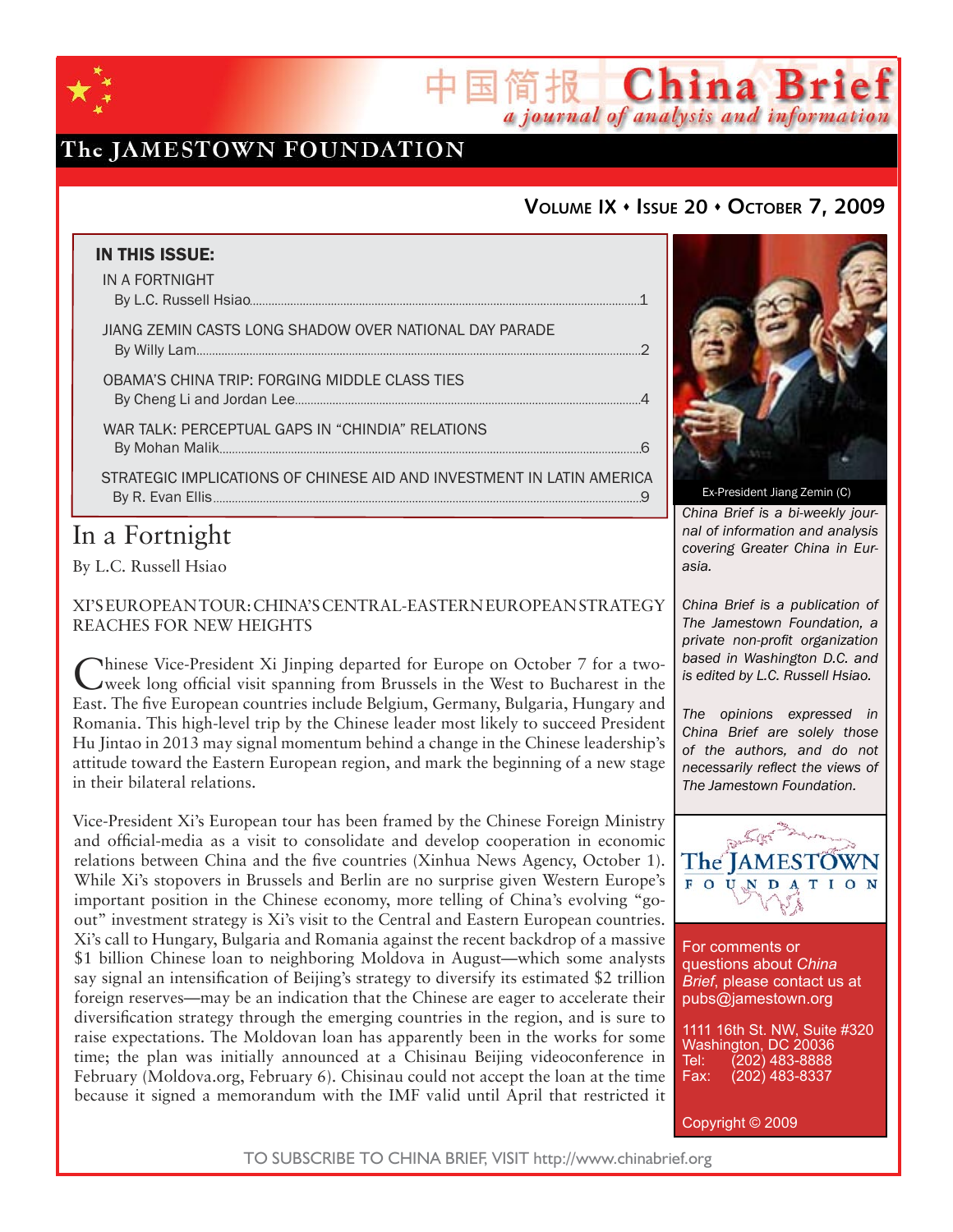# China Brief

*a journal of analysis and information*

The JAMESTOWN FOUNDATION

**Volume IX • Issue 20 • October 7, 2009**

**IN THIS ISSUE:**

IN A FORTNIGHT
By L.C. Russell Hsiao ........ 1

JIANG ZEMIN CASTS LONG SHADOW OVER NATIONAL DAY PARADE
By Willy Lam ........ 2

OBAMA'S CHINA TRIP: FORGING MIDDLE CLASS TIES
By Cheng Li and Jordan Lee ........ 4

WAR TALK: PERCEPTUAL GAPS IN "CHINDIA" RELATIONS
By Mohan Malik ........ 6

STRATEGIC IMPLICATIONS OF CHINESE AID AND INVESTMENT IN LATIN AMERICA
By R. Evan Ellis ........ 9

Ex-President Jiang Zemin (C)

*China Brief is a bi-weekly journal of information and analysis covering Greater China in Eurasia.*

*China Brief is a publication of The Jamestown Foundation, a private non-profit organization based in Washington D.C. and is edited by L.C. Russell Hsiao.*

*The opinions expressed in China Brief are solely those of the authors, and do not necessarily reflect the views of The Jamestown Foundation.*

For comments or questions about *China Brief*, please contact us at pubs@jamestown.org

1111 16th St. NW, Suite #320
Washington, DC 20036
Tel: (202) 483-8888
Fax: (202) 483-8337

Copyright © 2009

## In a Fortnight

By L.C. Russell Hsiao

### XI'S EUROPEAN TOUR: CHINA'S CENTRAL-EASTERN EUROPEAN STRATEGY REACHES FOR NEW HEIGHTS

Chinese Vice-President Xi Jinping departed for Europe on October 7 for a two-week long official visit spanning from Brussels in the West to Bucharest in the East. The five European countries include Belgium, Germany, Bulgaria, Hungary and Romania. This high-level trip by the Chinese leader most likely to succeed President Hu Jintao in 2013 may signal momentum behind a change in the Chinese leadership's attitude toward the Eastern European region, and mark the beginning of a new stage in their bilateral relations.

Vice-President Xi's European tour has been framed by the Chinese Foreign Ministry and official-media as a visit to consolidate and develop cooperation in economic relations between China and the five countries (Xinhua News Agency, October 1). While Xi's stopovers in Brussels and Berlin are no surprise given Western Europe's important position in the Chinese economy, more telling of China's evolving "go-out" investment strategy is Xi's visit to the Central and Eastern European countries. Xi's call to Hungary, Bulgaria and Romania against the recent backdrop of a massive $1 billion Chinese loan to neighboring Moldova in August—which some analysts say signal an intensification of Beijing's strategy to diversify its estimated $2 trillion foreign reserves—may be an indication that the Chinese are eager to accelerate their diversification strategy through the emerging countries in the region, and is sure to raise expectations. The Moldovan loan has apparently been in the works for some time; the plan was initially announced at a Chisinau Beijing videoconference in February (Moldova.org, February 6). Chisinau could not accept the loan at the time because it signed a memorandum with the IMF valid until April that restricted it

TO SUBSCRIBE TO CHINA BRIEF, VISIT http://www.chinabrief.org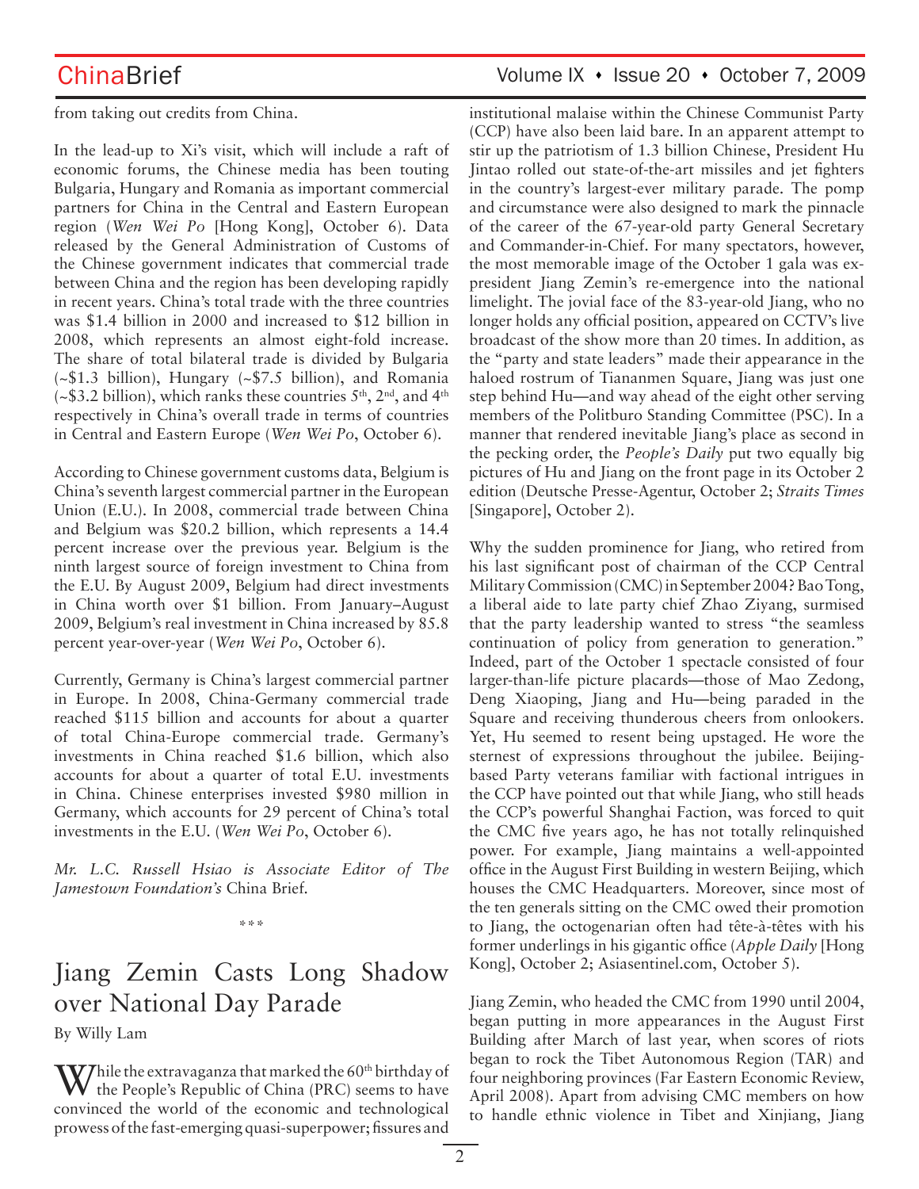from taking out credits from China.

In the lead-up to Xi's visit, which will include a raft of economic forums, the Chinese media has been touting Bulgaria, Hungary and Romania as important commercial partners for China in the Central and Eastern European region (*Wen Wei Po* [Hong Kong], October 6). Data released by the General Administration of Customs of the Chinese government indicates that commercial trade between China and the region has been developing rapidly in recent years. China's total trade with the three countries was $1.4 billion in 2000 and increased to $12 billion in 2008, which represents an almost eight-fold increase. The share of total bilateral trade is divided by Bulgaria (~$1.3 billion), Hungary (~$7.5 billion), and Romania (~$3.2 billion), which ranks these countries 5th, 2nd, and 4th respectively in China's overall trade in terms of countries in Central and Eastern Europe (*Wen Wei Po*, October 6).

According to Chinese government customs data, Belgium is China's seventh largest commercial partner in the European Union (E.U.). In 2008, commercial trade between China and Belgium was $20.2 billion, which represents a 14.4 percent increase over the previous year. Belgium is the ninth largest source of foreign investment to China from the E.U. By August 2009, Belgium had direct investments in China worth over $1 billion. From January–August 2009, Belgium's real investment in China increased by 85.8 percent year-over-year (*Wen Wei Po*, October 6).

Currently, Germany is China's largest commercial partner in Europe. In 2008, China-Germany commercial trade reached $115 billion and accounts for about a quarter of total China-Europe commercial trade. Germany's investments in China reached $1.6 billion, which also accounts for about a quarter of total E.U. investments in China. Chinese enterprises invested $980 million in Germany, which accounts for 29 percent of China's total investments in the E.U. (*Wen Wei Po*, October 6).

*Mr. L.C. Russell Hsiao is Associate Editor of The Jamestown Foundation's* China Brief.

\*\*\*

# Jiang Zemin Casts Long Shadow over National Day Parade

By Willy Lam

While the extravaganza that marked the 60th birthday of the People's Republic of China (PRC) seems to have convinced the world of the economic and technological prowess of the fast-emerging quasi-superpower; fissures and institutional malaise within the Chinese Communist Party (CCP) have also been laid bare. In an apparent attempt to stir up the patriotism of 1.3 billion Chinese, President Hu Jintao rolled out state-of-the-art missiles and jet fighters in the country's largest-ever military parade. The pomp and circumstance were also designed to mark the pinnacle of the career of the 67-year-old party General Secretary and Commander-in-Chief. For many spectators, however, the most memorable image of the October 1 gala was ex-president Jiang Zemin's re-emergence into the national limelight. The jovial face of the 83-year-old Jiang, who no longer holds any official position, appeared on CCTV's live broadcast of the show more than 20 times. In addition, as the "party and state leaders" made their appearance in the haloed rostrum of Tiananmen Square, Jiang was just one step behind Hu—and way ahead of the eight other serving members of the Politburo Standing Committee (PSC). In a manner that rendered inevitable Jiang's place as second in the pecking order, the *People's Daily* put two equally big pictures of Hu and Jiang on the front page in its October 2 edition (Deutsche Presse-Agentur, October 2; *Straits Times* [Singapore], October 2).

Why the sudden prominence for Jiang, who retired from his last significant post of chairman of the CCP Central Military Commission (CMC) in September 2004? Bao Tong, a liberal aide to late party chief Zhao Ziyang, surmised that the party leadership wanted to stress "the seamless continuation of policy from generation to generation." Indeed, part of the October 1 spectacle consisted of four larger-than-life picture placards—those of Mao Zedong, Deng Xiaoping, Jiang and Hu—being paraded in the Square and receiving thunderous cheers from onlookers. Yet, Hu seemed to resent being upstaged. He wore the sternest of expressions throughout the jubilee. Beijing-based Party veterans familiar with factional intrigues in the CCP have pointed out that while Jiang, who still heads the CCP's powerful Shanghai Faction, was forced to quit the CMC five years ago, he has not totally relinquished power. For example, Jiang maintains a well-appointed office in the August First Building in western Beijing, which houses the CMC Headquarters. Moreover, since most of the ten generals sitting on the CMC owed their promotion to Jiang, the octogenarian often had tête-à-têtes with his former underlings in his gigantic office (*Apple Daily* [Hong Kong], October 2; Asiasentinel.com, October 5).

Jiang Zemin, who headed the CMC from 1990 until 2004, began putting in more appearances in the August First Building after March of last year, when scores of riots began to rock the Tibet Autonomous Region (TAR) and four neighboring provinces (Far Eastern Economic Review, April 2008). Apart from advising CMC members on how to handle ethnic violence in Tibet and Xinjiang, Jiang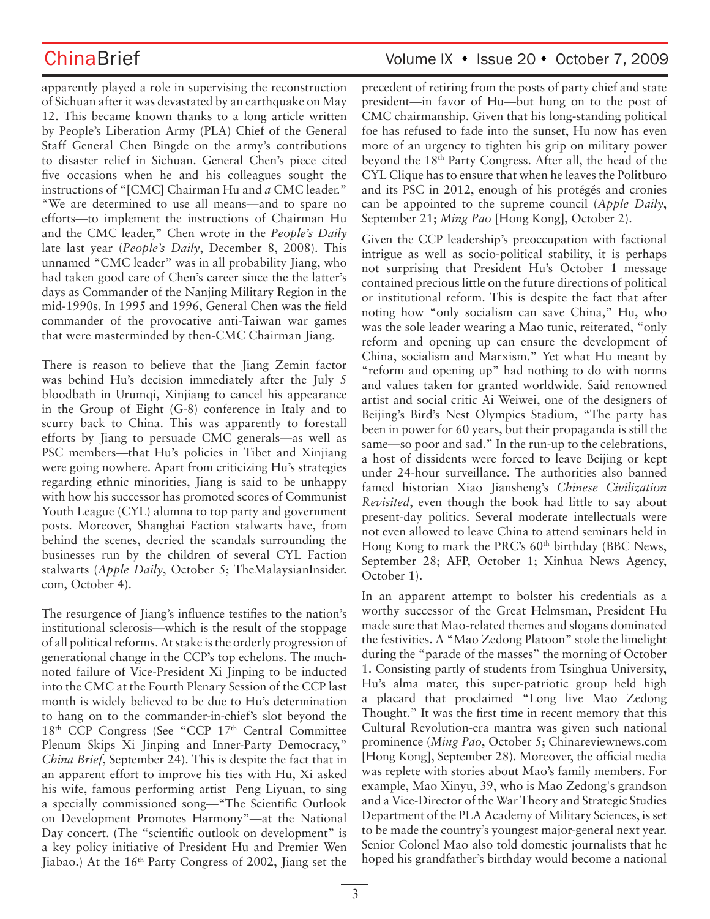apparently played a role in supervising the reconstruction of Sichuan after it was devastated by an earthquake on May 12. This became known thanks to a long article written by People's Liberation Army (PLA) Chief of the General Staff General Chen Bingde on the army's contributions to disaster relief in Sichuan. General Chen's piece cited five occasions when he and his colleagues sought the instructions of "[CMC] Chairman Hu and *a* CMC leader." "We are determined to use all means—and to spare no efforts—to implement the instructions of Chairman Hu and the CMC leader," Chen wrote in the *People's Daily* late last year (*People's Daily*, December 8, 2008). This unnamed "CMC leader" was in all probability Jiang, who had taken good care of Chen's career since the the latter's days as Commander of the Nanjing Military Region in the mid-1990s. In 1995 and 1996, General Chen was the field commander of the provocative anti-Taiwan war games that were masterminded by then-CMC Chairman Jiang.

There is reason to believe that the Jiang Zemin factor was behind Hu's decision immediately after the July 5 bloodbath in Urumqi, Xinjiang to cancel his appearance in the Group of Eight (G-8) conference in Italy and to scurry back to China. This was apparently to forestall efforts by Jiang to persuade CMC generals—as well as PSC members—that Hu's policies in Tibet and Xinjiang were going nowhere. Apart from criticizing Hu's strategies regarding ethnic minorities, Jiang is said to be unhappy with how his successor has promoted scores of Communist Youth League (CYL) alumna to top party and government posts. Moreover, Shanghai Faction stalwarts have, from behind the scenes, decried the scandals surrounding the businesses run by the children of several CYL Faction stalwarts (*Apple Daily*, October 5; TheMalaysianInsider.com, October 4).

The resurgence of Jiang's influence testifies to the nation's institutional sclerosis—which is the result of the stoppage of all political reforms. At stake is the orderly progression of generational change in the CCP's top echelons. The much-noted failure of Vice-President Xi Jinping to be inducted into the CMC at the Fourth Plenary Session of the CCP last month is widely believed to be due to Hu's determination to hang on to the commander-in-chief's slot beyond the 18th CCP Congress (See "CCP 17th Central Committee Plenum Skips Xi Jinping and Inner-Party Democracy," *China Brief*, September 24). This is despite the fact that in an apparent effort to improve his ties with Hu, Xi asked his wife, famous performing artist Peng Liyuan, to sing a specially commissioned song—"The Scientific Outlook on Development Promotes Harmony"—at the National Day concert. (The "scientific outlook on development" is a key policy initiative of President Hu and Premier Wen Jiabao.) At the 16th Party Congress of 2002, Jiang set the precedent of retiring from the posts of party chief and state president—in favor of Hu—but hung on to the post of CMC chairmanship. Given that his long-standing political foe has refused to fade into the sunset, Hu now has even more of an urgency to tighten his grip on military power beyond the 18th Party Congress. After all, the head of the CYL Clique has to ensure that when he leaves the Politburo and its PSC in 2012, enough of his protégés and cronies can be appointed to the supreme council (*Apple Daily*, September 21; *Ming Pao* [Hong Kong], October 2).

Given the CCP leadership's preoccupation with factional intrigue as well as socio-political stability, it is perhaps not surprising that President Hu's October 1 message contained precious little on the future directions of political or institutional reform. This is despite the fact that after noting how "only socialism can save China," Hu, who was the sole leader wearing a Mao tunic, reiterated, "only reform and opening up can ensure the development of China, socialism and Marxism." Yet what Hu meant by "reform and opening up" had nothing to do with norms and values taken for granted worldwide. Said renowned artist and social critic Ai Weiwei, one of the designers of Beijing's Bird's Nest Olympics Stadium, "The party has been in power for 60 years, but their propaganda is still the same—so poor and sad." In the run-up to the celebrations, a host of dissidents were forced to leave Beijing or kept under 24-hour surveillance. The authorities also banned famed historian Xiao Jiansheng's *Chinese Civilization Revisited*, even though the book had little to say about present-day politics. Several moderate intellectuals were not even allowed to leave China to attend seminars held in Hong Kong to mark the PRC's 60th birthday (BBC News, September 28; AFP, October 1; Xinhua News Agency, October 1).

In an apparent attempt to bolster his credentials as a worthy successor of the Great Helmsman, President Hu made sure that Mao-related themes and slogans dominated the festivities. A "Mao Zedong Platoon" stole the limelight during the "parade of the masses" the morning of October 1. Consisting partly of students from Tsinghua University, Hu's alma mater, this super-patriotic group held high a placard that proclaimed "Long live Mao Zedong Thought." It was the first time in recent memory that this Cultural Revolution-era mantra was given such national prominence (*Ming Pao*, October 5; Chinareviewnews.com [Hong Kong], September 28). Moreover, the official media was replete with stories about Mao's family members. For example, Mao Xinyu, 39, who is Mao Zedong's grandson and a Vice-Director of the War Theory and Strategic Studies Department of the PLA Academy of Military Sciences, is set to be made the country's youngest major-general next year. Senior Colonel Mao also told domestic journalists that he hoped his grandfather's birthday would become a national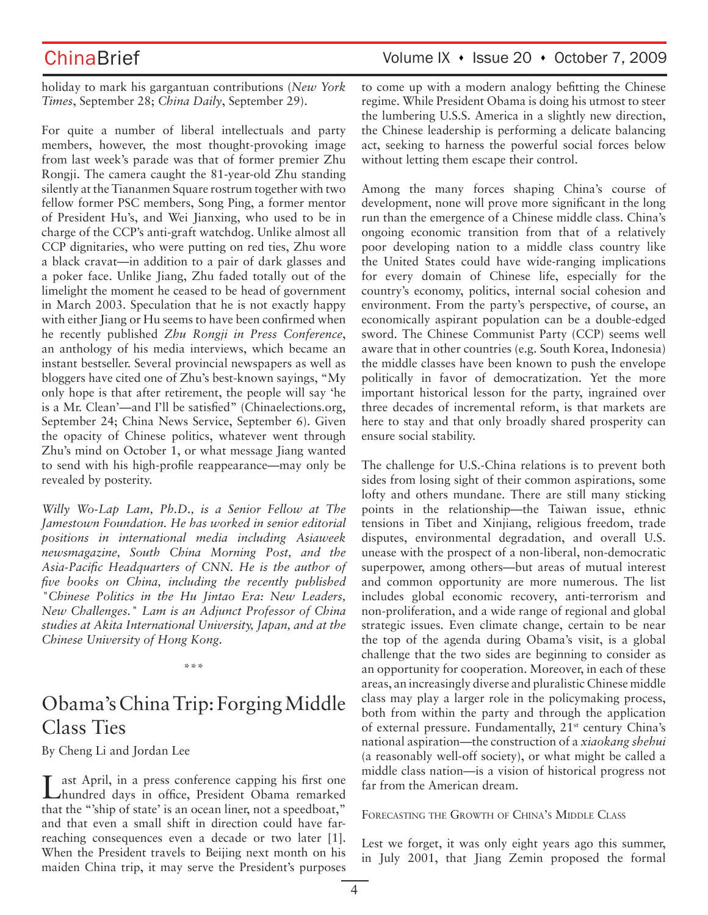holiday to mark his gargantuan contributions (*New York Times*, September 28; *China Daily*, September 29).

For quite a number of liberal intellectuals and party members, however, the most thought-provoking image from last week's parade was that of former premier Zhu Rongji. The camera caught the 81-year-old Zhu standing silently at the Tiananmen Square rostrum together with two fellow former PSC members, Song Ping, a former mentor of President Hu's, and Wei Jianxing, who used to be in charge of the CCP's anti-graft watchdog. Unlike almost all CCP dignitaries, who were putting on red ties, Zhu wore a black cravat—in addition to a pair of dark glasses and a poker face. Unlike Jiang, Zhu faded totally out of the limelight the moment he ceased to be head of government in March 2003. Speculation that he is not exactly happy with either Jiang or Hu seems to have been confirmed when he recently published *Zhu Rongji in Press Conference*, an anthology of his media interviews, which became an instant bestseller. Several provincial newspapers as well as bloggers have cited one of Zhu's best-known sayings, "My only hope is that after retirement, the people will say 'he is a Mr. Clean'—and I'll be satisfied" (Chinaelections.org, September 24; China News Service, September 6). Given the opacity of Chinese politics, whatever went through Zhu's mind on October 1, or what message Jiang wanted to send with his high-profile reappearance—may only be revealed by posterity.

*Willy Wo-Lap Lam, Ph.D., is a Senior Fellow at The Jamestown Foundation. He has worked in senior editorial positions in international media including Asiaweek newsmagazine, South China Morning Post, and the Asia-Pacific Headquarters of CNN. He is the author of five books on China, including the recently published "Chinese Politics in the Hu Jintao Era: New Leaders, New Challenges." Lam is an Adjunct Professor of China studies at Akita International University, Japan, and at the Chinese University of Hong Kong.*

\*\*\*

# Obama's China Trip: Forging Middle Class Ties

By Cheng Li and Jordan Lee

Last April, in a press conference capping his first one hundred days in office, President Obama remarked that the "'ship of state' is an ocean liner, not a speedboat," and that even a small shift in direction could have far-reaching consequences even a decade or two later [1]. When the President travels to Beijing next month on his maiden China trip, it may serve the President's purposes to come up with a modern analogy befitting the Chinese regime. While President Obama is doing his utmost to steer the lumbering U.S.S. America in a slightly new direction, the Chinese leadership is performing a delicate balancing act, seeking to harness the powerful social forces below without letting them escape their control.

Among the many forces shaping China's course of development, none will prove more significant in the long run than the emergence of a Chinese middle class. China's ongoing economic transition from that of a relatively poor developing nation to a middle class country like the United States could have wide-ranging implications for every domain of Chinese life, especially for the country's economy, politics, internal social cohesion and environment. From the party's perspective, of course, an economically aspirant population can be a double-edged sword. The Chinese Communist Party (CCP) seems well aware that in other countries (e.g. South Korea, Indonesia) the middle classes have been known to push the envelope politically in favor of democratization. Yet the more important historical lesson for the party, ingrained over three decades of incremental reform, is that markets are here to stay and that only broadly shared prosperity can ensure social stability.

The challenge for U.S.-China relations is to prevent both sides from losing sight of their common aspirations, some lofty and others mundane. There are still many sticking points in the relationship—the Taiwan issue, ethnic tensions in Tibet and Xinjiang, religious freedom, trade disputes, environmental degradation, and overall U.S. unease with the prospect of a non-liberal, non-democratic superpower, among others—but areas of mutual interest and common opportunity are more numerous. The list includes global economic recovery, anti-terrorism and non-proliferation, and a wide range of regional and global strategic issues. Even climate change, certain to be near the top of the agenda during Obama's visit, is a global challenge that the two sides are beginning to consider as an opportunity for cooperation. Moreover, in each of these areas, an increasingly diverse and pluralistic Chinese middle class may play a larger role in the policymaking process, both from within the party and through the application of external pressure. Fundamentally, 21st century China's national aspiration—the construction of a *xiaokang shehui* (a reasonably well-off society), or what might be called a middle class nation—is a vision of historical progress not far from the American dream.

## Forecasting the Growth of China's Middle Class

Lest we forget, it was only eight years ago this summer, in July 2001, that Jiang Zemin proposed the formal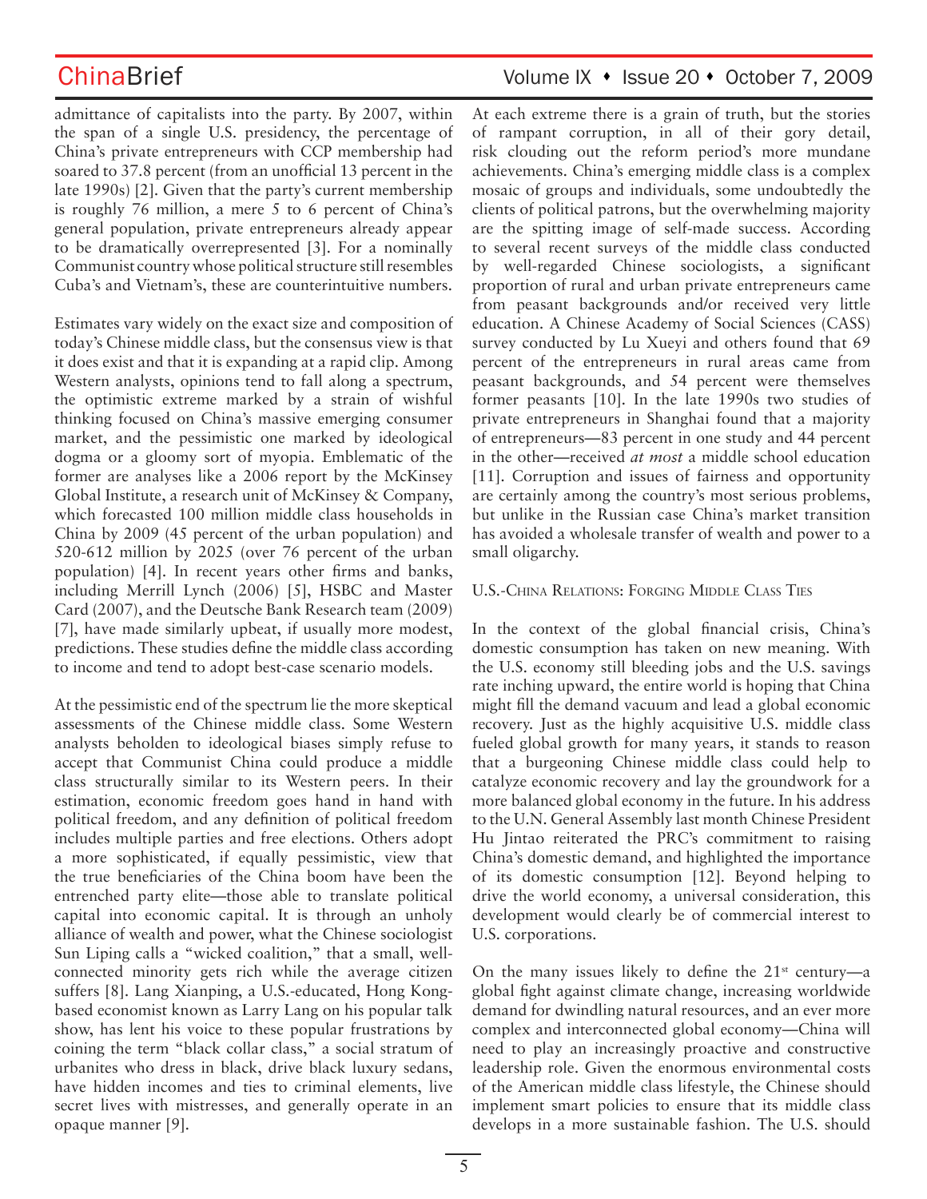admittance of capitalists into the party. By 2007, within the span of a single U.S. presidency, the percentage of China's private entrepreneurs with CCP membership had soared to 37.8 percent (from an unofficial 13 percent in the late 1990s) [2]. Given that the party's current membership is roughly 76 million, a mere 5 to 6 percent of China's general population, private entrepreneurs already appear to be dramatically overrepresented [3]. For a nominally Communist country whose political structure still resembles Cuba's and Vietnam's, these are counterintuitive numbers.

Estimates vary widely on the exact size and composition of today's Chinese middle class, but the consensus view is that it does exist and that it is expanding at a rapid clip. Among Western analysts, opinions tend to fall along a spectrum, the optimistic extreme marked by a strain of wishful thinking focused on China's massive emerging consumer market, and the pessimistic one marked by ideological dogma or a gloomy sort of myopia. Emblematic of the former are analyses like a 2006 report by the McKinsey Global Institute, a research unit of McKinsey & Company, which forecasted 100 million middle class households in China by 2009 (45 percent of the urban population) and 520-612 million by 2025 (over 76 percent of the urban population) [4]. In recent years other firms and banks, including Merrill Lynch (2006) [5], HSBC and Master Card (2007), and the Deutsche Bank Research team (2009) [7], have made similarly upbeat, if usually more modest, predictions. These studies define the middle class according to income and tend to adopt best-case scenario models.

At the pessimistic end of the spectrum lie the more skeptical assessments of the Chinese middle class. Some Western analysts beholden to ideological biases simply refuse to accept that Communist China could produce a middle class structurally similar to its Western peers. In their estimation, economic freedom goes hand in hand with political freedom, and any definition of political freedom includes multiple parties and free elections. Others adopt a more sophisticated, if equally pessimistic, view that the true beneficiaries of the China boom have been the entrenched party elite—those able to translate political capital into economic capital. It is through an unholy alliance of wealth and power, what the Chinese sociologist Sun Liping calls a "wicked coalition," that a small, well-connected minority gets rich while the average citizen suffers [8]. Lang Xianping, a U.S.-educated, Hong Kong-based economist known as Larry Lang on his popular talk show, has lent his voice to these popular frustrations by coining the term "black collar class," a social stratum of urbanites who dress in black, drive black luxury sedans, have hidden incomes and ties to criminal elements, live secret lives with mistresses, and generally operate in an opaque manner [9].

At each extreme there is a grain of truth, but the stories of rampant corruption, in all of their gory detail, risk clouding out the reform period's more mundane achievements. China's emerging middle class is a complex mosaic of groups and individuals, some undoubtedly the clients of political patrons, but the overwhelming majority are the spitting image of self-made success. According to several recent surveys of the middle class conducted by well-regarded Chinese sociologists, a significant proportion of rural and urban private entrepreneurs came from peasant backgrounds and/or received very little education. A Chinese Academy of Social Sciences (CASS) survey conducted by Lu Xueyi and others found that 69 percent of the entrepreneurs in rural areas came from peasant backgrounds, and 54 percent were themselves former peasants [10]. In the late 1990s two studies of private entrepreneurs in Shanghai found that a majority of entrepreneurs—83 percent in one study and 44 percent in the other—received *at most* a middle school education [11]. Corruption and issues of fairness and opportunity are certainly among the country's most serious problems, but unlike in the Russian case China's market transition has avoided a wholesale transfer of wealth and power to a small oligarchy.

## U.S.-China Relations: Forging Middle Class Ties

In the context of the global financial crisis, China's domestic consumption has taken on new meaning. With the U.S. economy still bleeding jobs and the U.S. savings rate inching upward, the entire world is hoping that China might fill the demand vacuum and lead a global economic recovery. Just as the highly acquisitive U.S. middle class fueled global growth for many years, it stands to reason that a burgeoning Chinese middle class could help to catalyze economic recovery and lay the groundwork for a more balanced global economy in the future. In his address to the U.N. General Assembly last month Chinese President Hu Jintao reiterated the PRC's commitment to raising China's domestic demand, and highlighted the importance of its domestic consumption [12]. Beyond helping to drive the world economy, a universal consideration, this development would clearly be of commercial interest to U.S. corporations.

On the many issues likely to define the 21st century—a global fight against climate change, increasing worldwide demand for dwindling natural resources, and an ever more complex and interconnected global economy—China will need to play an increasingly proactive and constructive leadership role. Given the enormous environmental costs of the American middle class lifestyle, the Chinese should implement smart policies to ensure that its middle class develops in a more sustainable fashion. The U.S. should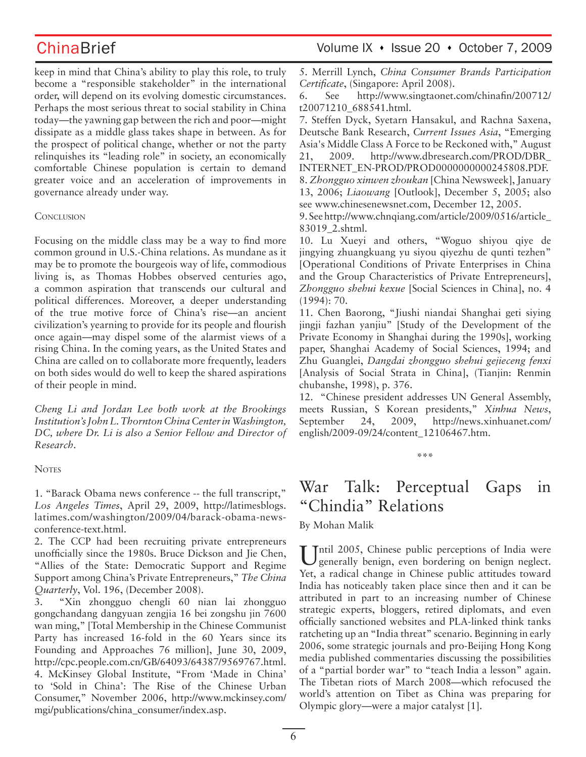keep in mind that China's ability to play this role, to truly become a "responsible stakeholder" in the international order, will depend on its evolving domestic circumstances. Perhaps the most serious threat to social stability in China today—the yawning gap between the rich and poor—might dissipate as a middle glass takes shape in between. As for the prospect of political change, whether or not the party relinquishes its "leading role" in society, an economically comfortable Chinese population is certain to demand greater voice and an acceleration of improvements in governance already under way.

### Conclusion

Focusing on the middle class may be a way to find more common ground in U.S.-China relations. As mundane as it may be to promote the bourgeois way of life, commodious living is, as Thomas Hobbes observed centuries ago, a common aspiration that transcends our cultural and political differences. Moreover, a deeper understanding of the true motive force of China's rise—an ancient civilization's yearning to provide for its people and flourish once again—may dispel some of the alarmist views of a rising China. In the coming years, as the United States and China are called on to collaborate more frequently, leaders on both sides would do well to keep the shared aspirations of their people in mind.

*Cheng Li and Jordan Lee both work at the Brookings Institution's John L. Thornton China Center in Washington, DC, where Dr. Li is also a Senior Fellow and Director of Research.*

### Notes

1. "Barack Obama news conference -- the full transcript," *Los Angeles Times*, April 29, 2009, http://latimesblogs.latimes.com/washington/2009/04/barack-obama-news-conference-text.html.
2. The CCP had been recruiting private entrepreneurs unofficially since the 1980s. Bruce Dickson and Jie Chen, "Allies of the State: Democratic Support and Regime Support among China's Private Entrepreneurs," *The China Quarterly*, Vol. 196, (December 2008).
3. "Xin zhongguo chengli 60 nian lai zhongguo gongchandang dangyuan zengjia 16 bei zongshu jin 7600 wan ming," [Total Membership in the Chinese Communist Party has Increased 16-fold in the 60 Years since its Founding and Approaches 76 million], June 30, 2009, http://cpc.people.com.cn/GB/64093/64387/9569767.html.
4. McKinsey Global Institute, "From 'Made in China' to 'Sold in China': The Rise of the Chinese Urban Consumer," November 2006, http://www.mckinsey.com/mgi/publications/china_consumer/index.asp.
5. Merrill Lynch, *China Consumer Brands Participation Certificate*, (Singapore: April 2008).
6. See http://www.singtaonet.com/chinafin/200712/t20071210_688541.html.
7. Steffen Dyck, Syetarn Hansakul, and Rachna Saxena, Deutsche Bank Research, *Current Issues Asia*, "Emerging Asia's Middle Class A Force to be Reckoned with," August 21, 2009. http://www.dbresearch.com/PROD/DBR_INTERNET_EN-PROD/PROD0000000000245808.PDF.
8. *Zhongguo xinwen zhoukan* [China Newsweek], January 13, 2006; *Liaowang* [Outlook], December 5, 2005; also see www.chinesenewsnet.com, December 12, 2005.
9. See http://www.chnqiang.com/article/2009/0516/article_83019_2.shtml.
10. Lu Xueyi and others, "Woguo shiyou qiye de jingying zhuangkuang yu siyou qiyezhu de qunti tezhen" [Operational Conditions of Private Enterprises in China and the Group Characteristics of Private Entrepreneurs], *Zhongguo shehui kexue* [Social Sciences in China], no. 4 (1994): 70.
11. Chen Baorong, "Jiushi niandai Shanghai geti siying jingji fazhan yanjiu" [Study of the Development of the Private Economy in Shanghai during the 1990s], working paper, Shanghai Academy of Social Sciences, 1994; and Zhu Guanglei, *Dangdai zhongguo shehui gejieceng fenxi* [Analysis of Social Strata in China], (Tianjin: Renmin chubanshe, 1998), p. 376.
12. "Chinese president addresses UN General Assembly, meets Russian, S Korean presidents," *Xinhua News*, September 24, 2009, http://news.xinhuanet.com/english/2009-09/24/content_12106467.htm.

\*\*\*

# War Talk: Perceptual Gaps in "Chindia" Relations

By Mohan Malik

Until 2005, Chinese public perceptions of India were generally benign, even bordering on benign neglect. Yet, a radical change in Chinese public attitudes toward India has noticeably taken place since then and it can be attributed in part to an increasing number of Chinese strategic experts, bloggers, retired diplomats, and even officially sanctioned websites and PLA-linked think tanks ratcheting up an "India threat" scenario. Beginning in early 2006, some strategic journals and pro-Beijing Hong Kong media published commentaries discussing the possibilities of a "partial border war" to "teach India a lesson" again. The Tibetan riots of March 2008—which refocused the world's attention on Tibet as China was preparing for Olympic glory—were a major catalyst [1].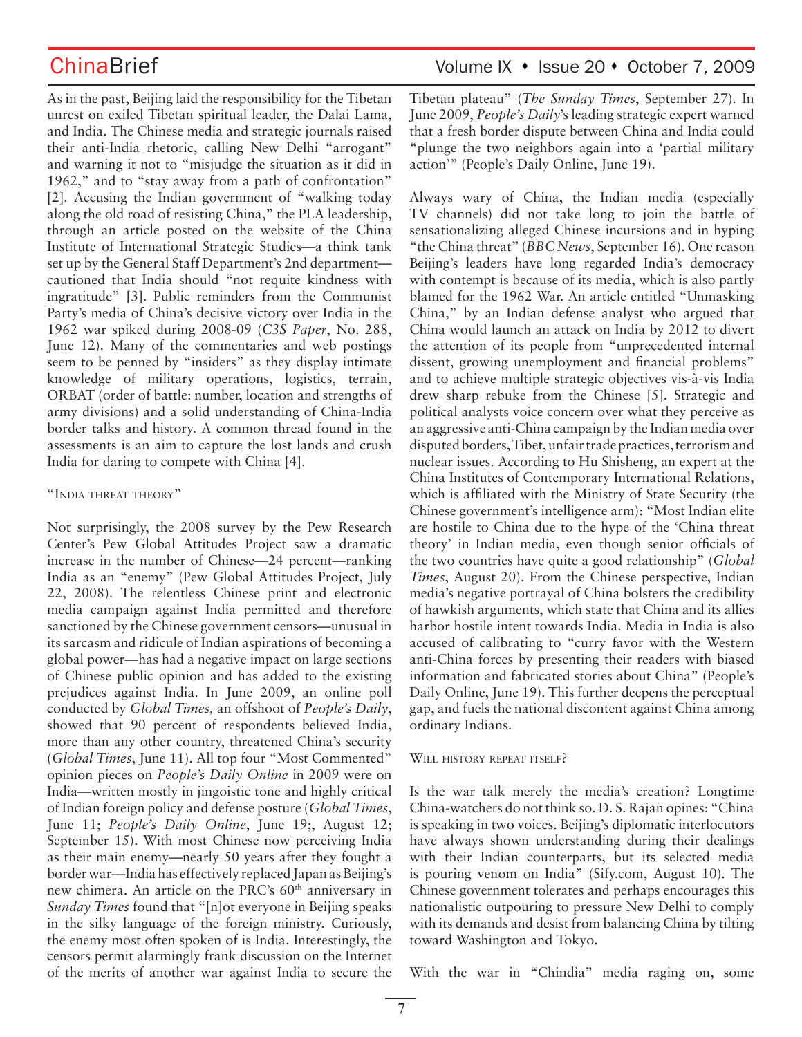As in the past, Beijing laid the responsibility for the Tibetan unrest on exiled Tibetan spiritual leader, the Dalai Lama, and India. The Chinese media and strategic journals raised their anti-India rhetoric, calling New Delhi "arrogant" and warning it not to "misjudge the situation as it did in 1962," and to "stay away from a path of confrontation" [2]. Accusing the Indian government of "walking today along the old road of resisting China," the PLA leadership, through an article posted on the website of the China Institute of International Strategic Studies—a think tank set up by the General Staff Department's 2nd department—cautioned that India should "not requite kindness with ingratitude" [3]. Public reminders from the Communist Party's media of China's decisive victory over India in the 1962 war spiked during 2008-09 (*C3S Paper*, No. 288, June 12). Many of the commentaries and web postings seem to be penned by "insiders" as they display intimate knowledge of military operations, logistics, terrain, ORBAT (order of battle: number, location and strengths of army divisions) and a solid understanding of China-India border talks and history. A common thread found in the assessments is an aim to capture the lost lands and crush India for daring to compete with China [4].

## "India threat theory"

Not surprisingly, the 2008 survey by the Pew Research Center's Pew Global Attitudes Project saw a dramatic increase in the number of Chinese—24 percent—ranking India as an "enemy" (Pew Global Attitudes Project, July 22, 2008). The relentless Chinese print and electronic media campaign against India permitted and therefore sanctioned by the Chinese government censors—unusual in its sarcasm and ridicule of Indian aspirations of becoming a global power—has had a negative impact on large sections of Chinese public opinion and has added to the existing prejudices against India. In June 2009, an online poll conducted by *Global Times,* an offshoot of *People's Daily*, showed that 90 percent of respondents believed India, more than any other country, threatened China's security (*Global Times*, June 11). All top four "Most Commented" opinion pieces on *People's Daily Online* in 2009 were on India—written mostly in jingoistic tone and highly critical of Indian foreign policy and defense posture (*Global Times*, June 11; *People's Daily Online*, June 19;, August 12; September 15). With most Chinese now perceiving India as their main enemy—nearly 50 years after they fought a border war—India has effectively replaced Japan as Beijing's new chimera. An article on the PRC's 60th anniversary in *Sunday Times* found that "[n]ot everyone in Beijing speaks in the silky language of the foreign ministry. Curiously, the enemy most often spoken of is India. Interestingly, the censors permit alarmingly frank discussion on the Internet of the merits of another war against India to secure the Tibetan plateau" (*The Sunday Times*, September 27). In June 2009, *People's Daily*'s leading strategic expert warned that a fresh border dispute between China and India could "plunge the two neighbors again into a 'partial military action'" (People's Daily Online, June 19).

Always wary of China, the Indian media (especially TV channels) did not take long to join the battle of sensationalizing alleged Chinese incursions and in hyping "the China threat" (*BBC News*, September 16). One reason Beijing's leaders have long regarded India's democracy with contempt is because of its media, which is also partly blamed for the 1962 War. An article entitled "Unmasking China," by an Indian defense analyst who argued that China would launch an attack on India by 2012 to divert the attention of its people from "unprecedented internal dissent, growing unemployment and financial problems" and to achieve multiple strategic objectives vis-à-vis India drew sharp rebuke from the Chinese [5]. Strategic and political analysts voice concern over what they perceive as an aggressive anti-China campaign by the Indian media over disputed borders, Tibet, unfair trade practices, terrorism and nuclear issues. According to Hu Shisheng, an expert at the China Institutes of Contemporary International Relations, which is affiliated with the Ministry of State Security (the Chinese government's intelligence arm): "Most Indian elite are hostile to China due to the hype of the 'China threat theory' in Indian media, even though senior officials of the two countries have quite a good relationship" (*Global Times*, August 20). From the Chinese perspective, Indian media's negative portrayal of China bolsters the credibility of hawkish arguments, which state that China and its allies harbor hostile intent towards India. Media in India is also accused of calibrating to "curry favor with the Western anti-China forces by presenting their readers with biased information and fabricated stories about China" (People's Daily Online, June 19). This further deepens the perceptual gap, and fuels the national discontent against China among ordinary Indians.

## Will history repeat itself?

Is the war talk merely the media's creation? Longtime China-watchers do not think so. D. S. Rajan opines: "China is speaking in two voices. Beijing's diplomatic interlocutors have always shown understanding during their dealings with their Indian counterparts, but its selected media is pouring venom on India" (Sify.com, August 10). The Chinese government tolerates and perhaps encourages this nationalistic outpouring to pressure New Delhi to comply with its demands and desist from balancing China by tilting toward Washington and Tokyo.

With the war in "Chindia" media raging on, some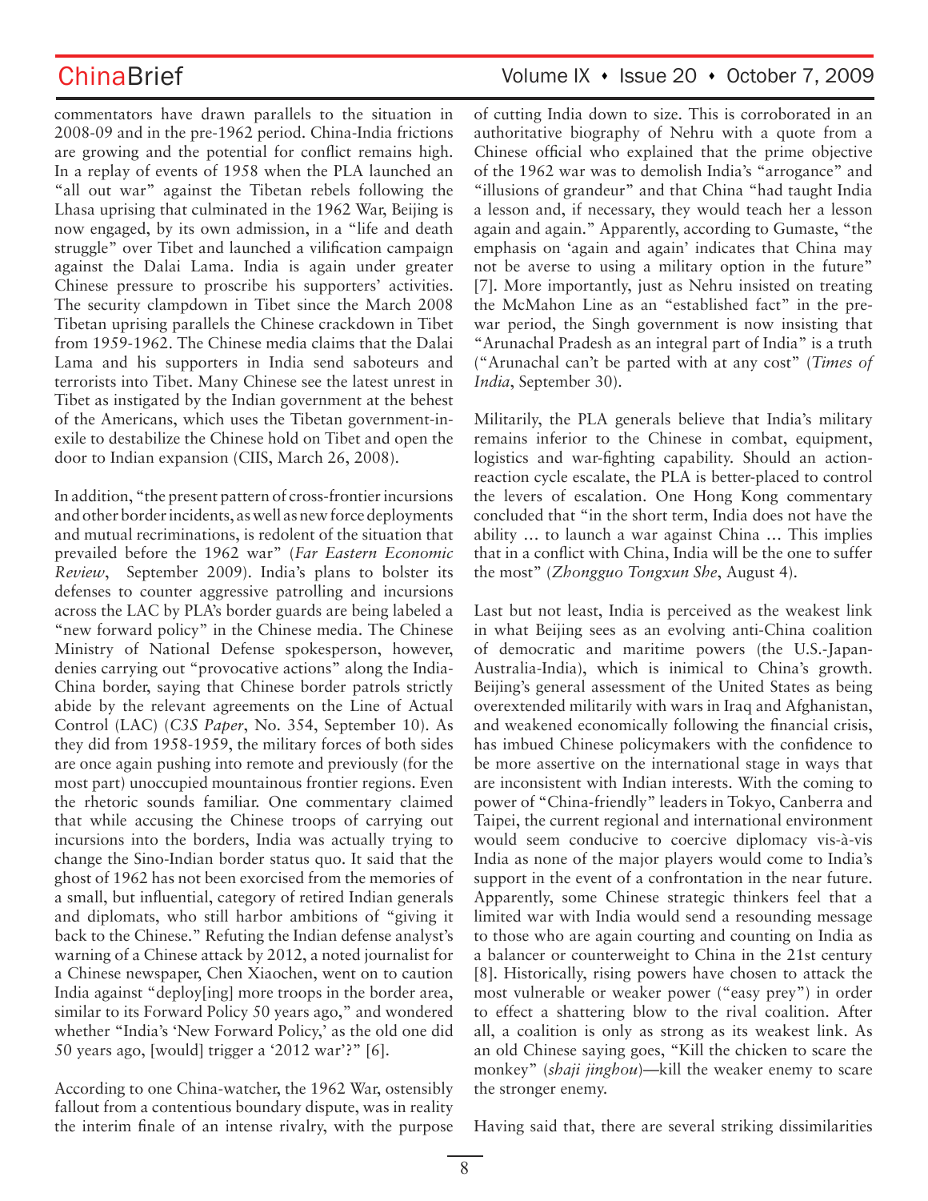commentators have drawn parallels to the situation in 2008-09 and in the pre-1962 period. China-India frictions are growing and the potential for conflict remains high. In a replay of events of 1958 when the PLA launched an "all out war" against the Tibetan rebels following the Lhasa uprising that culminated in the 1962 War, Beijing is now engaged, by its own admission, in a "life and death struggle" over Tibet and launched a vilification campaign against the Dalai Lama. India is again under greater Chinese pressure to proscribe his supporters' activities. The security clampdown in Tibet since the March 2008 Tibetan uprising parallels the Chinese crackdown in Tibet from 1959-1962. The Chinese media claims that the Dalai Lama and his supporters in India send saboteurs and terrorists into Tibet. Many Chinese see the latest unrest in Tibet as instigated by the Indian government at the behest of the Americans, which uses the Tibetan government-in-exile to destabilize the Chinese hold on Tibet and open the door to Indian expansion (CIIS, March 26, 2008).

In addition, "the present pattern of cross-frontier incursions and other border incidents, as well as new force deployments and mutual recriminations, is redolent of the situation that prevailed before the 1962 war" (*Far Eastern Economic Review*, September 2009). India's plans to bolster its defenses to counter aggressive patrolling and incursions across the LAC by PLA's border guards are being labeled a "new forward policy" in the Chinese media. The Chinese Ministry of National Defense spokesperson, however, denies carrying out "provocative actions" along the India-China border, saying that Chinese border patrols strictly abide by the relevant agreements on the Line of Actual Control (LAC) (*C3S Paper*, No. 354, September 10). As they did from 1958-1959, the military forces of both sides are once again pushing into remote and previously (for the most part) unoccupied mountainous frontier regions. Even the rhetoric sounds familiar. One commentary claimed that while accusing the Chinese troops of carrying out incursions into the borders, India was actually trying to change the Sino-Indian border status quo. It said that the ghost of 1962 has not been exorcised from the memories of a small, but influential, category of retired Indian generals and diplomats, who still harbor ambitions of "giving it back to the Chinese." Refuting the Indian defense analyst's warning of a Chinese attack by 2012, a noted journalist for a Chinese newspaper, Chen Xiaochen, went on to caution India against "deploy[ing] more troops in the border area, similar to its Forward Policy 50 years ago," and wondered whether "India's 'New Forward Policy,' as the old one did 50 years ago, [would] trigger a '2012 war'?" [6].

According to one China-watcher, the 1962 War, ostensibly fallout from a contentious boundary dispute, was in reality the interim finale of an intense rivalry, with the purpose of cutting India down to size. This is corroborated in an authoritative biography of Nehru with a quote from a Chinese official who explained that the prime objective of the 1962 war was to demolish India's "arrogance" and "illusions of grandeur" and that China "had taught India a lesson and, if necessary, they would teach her a lesson again and again." Apparently, according to Gumaste, "the emphasis on 'again and again' indicates that China may not be averse to using a military option in the future" [7]. More importantly, just as Nehru insisted on treating the McMahon Line as an "established fact" in the pre-war period, the Singh government is now insisting that "Arunachal Pradesh as an integral part of India" is a truth ("Arunachal can't be parted with at any cost" (*Times of India*, September 30).

Militarily, the PLA generals believe that India's military remains inferior to the Chinese in combat, equipment, logistics and war-fighting capability. Should an action-reaction cycle escalate, the PLA is better-placed to control the levers of escalation. One Hong Kong commentary concluded that "in the short term, India does not have the ability … to launch a war against China … This implies that in a conflict with China, India will be the one to suffer the most" (*Zhongguo Tongxun She*, August 4).

Last but not least, India is perceived as the weakest link in what Beijing sees as an evolving anti-China coalition of democratic and maritime powers (the U.S.-Japan-Australia-India), which is inimical to China's growth. Beijing's general assessment of the United States as being overextended militarily with wars in Iraq and Afghanistan, and weakened economically following the financial crisis, has imbued Chinese policymakers with the confidence to be more assertive on the international stage in ways that are inconsistent with Indian interests. With the coming to power of "China-friendly" leaders in Tokyo, Canberra and Taipei, the current regional and international environment would seem conducive to coercive diplomacy vis-à-vis India as none of the major players would come to India's support in the event of a confrontation in the near future. Apparently, some Chinese strategic thinkers feel that a limited war with India would send a resounding message to those who are again courting and counting on India as a balancer or counterweight to China in the 21st century [8]. Historically, rising powers have chosen to attack the most vulnerable or weaker power ("easy prey") in order to effect a shattering blow to the rival coalition. After all, a coalition is only as strong as its weakest link. As an old Chinese saying goes, "Kill the chicken to scare the monkey" (*shaji jinghou*)—kill the weaker enemy to scare the stronger enemy.

Having said that, there are several striking dissimilarities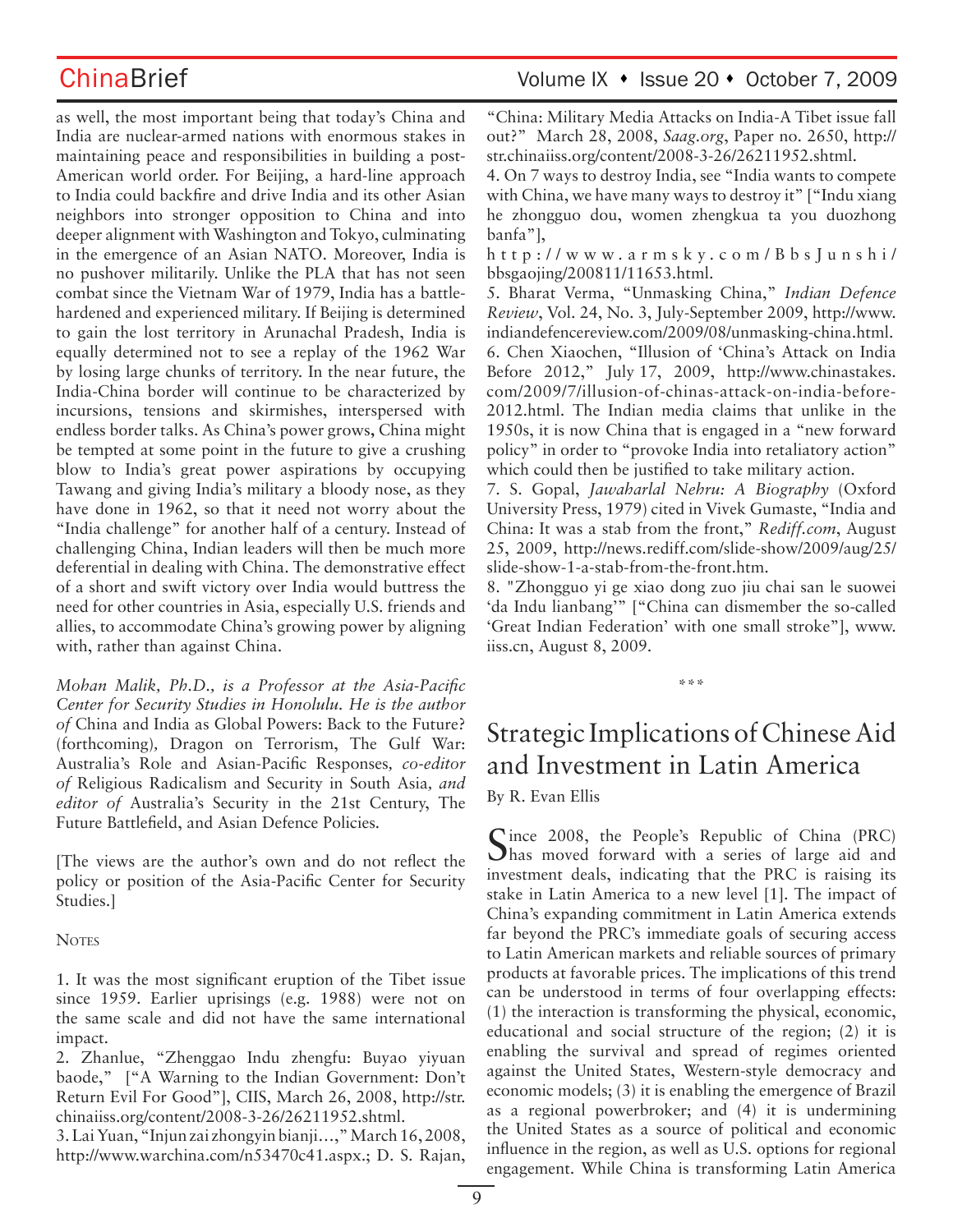as well, the most important being that today's China and India are nuclear-armed nations with enormous stakes in maintaining peace and responsibilities in building a post-American world order. For Beijing, a hard-line approach to India could backfire and drive India and its other Asian neighbors into stronger opposition to China and into deeper alignment with Washington and Tokyo, culminating in the emergence of an Asian NATO. Moreover, India is no pushover militarily. Unlike the PLA that has not seen combat since the Vietnam War of 1979, India has a battle-hardened and experienced military. If Beijing is determined to gain the lost territory in Arunachal Pradesh, India is equally determined not to see a replay of the 1962 War by losing large chunks of territory. In the near future, the India-China border will continue to be characterized by incursions, tensions and skirmishes, interspersed with endless border talks. As China's power grows, China might be tempted at some point in the future to give a crushing blow to India's great power aspirations by occupying Tawang and giving India's military a bloody nose, as they have done in 1962, so that it need not worry about the "India challenge" for another half of a century. Instead of challenging China, Indian leaders will then be much more deferential in dealing with China. The demonstrative effect of a short and swift victory over India would buttress the need for other countries in Asia, especially U.S. friends and allies, to accommodate China's growing power by aligning with, rather than against China.

*Mohan Malik, Ph.D., is a Professor at the Asia-Pacific Center for Security Studies in Honolulu. He is the author of* China and India as Global Powers: Back to the Future? (forthcoming)*,* Dragon on Terrorism, The Gulf War: Australia's Role and Asian-Pacific Responses*, co-editor of* Religious Radicalism and Security in South Asia*, and editor of* Australia's Security in the 21st Century, The Future Battlefield, and Asian Defence Policies.

[The views are the author's own and do not reflect the policy or position of the Asia-Pacific Center for Security Studies.]

Notes

1. It was the most significant eruption of the Tibet issue since 1959. Earlier uprisings (e.g. 1988) were not on the same scale and did not have the same international impact.
2. Zhanlue, "Zhenggao Indu zhengfu: Buyao yiyuan baode," ["A Warning to the Indian Government: Don't Return Evil For Good"], CIIS, March 26, 2008, http://str.chinaiiss.org/content/2008-3-26/26211952.shtml.
3. Lai Yuan, "Injun zai zhongyin bianji…," March 16, 2008, http://www.warchina.com/n53470c41.aspx.; D. S. Rajan, "China: Military Media Attacks on India-A Tibet issue fall out?" March 28, 2008, *Saag.org*, Paper no. 2650, http://str.chinaiiss.org/content/2008-3-26/26211952.shtml.
4. On 7 ways to destroy India, see "India wants to compete with China, we have many ways to destroy it" ["Indu xiang he zhongguo dou, women zhengkua ta you duozhong banfa"], http://www.armsky.com/BbsJunshi/bbsgaojing/200811/11653.html.
5. Bharat Verma, "Unmasking China," *Indian Defence Review*, Vol. 24, No. 3, July-September 2009, http://www.indiandefencereview.com/2009/08/unmasking-china.html.
6. Chen Xiaochen, "Illusion of 'China's Attack on India Before 2012," July 17, 2009, http://www.chinastakes.com/2009/7/illusion-of-chinas-attack-on-india-before-2012.html. The Indian media claims that unlike in the 1950s, it is now China that is engaged in a "new forward policy" in order to "provoke India into retaliatory action" which could then be justified to take military action.
7. S. Gopal, *Jawaharlal Nehru: A Biography* (Oxford University Press, 1979) cited in Vivek Gumaste, "India and China: It was a stab from the front," *Rediff.com*, August 25, 2009, http://news.rediff.com/slide-show/2009/aug/25/slide-show-1-a-stab-from-the-front.htm.
8. "Zhongguo yi ge xiao dong zuo jiu chai san le suowei 'da Indu lianbang'" ["China can dismember the so-called 'Great Indian Federation' with one small stroke"], www.iiss.cn, August 8, 2009.

\*\*\*

# Strategic Implications of Chinese Aid and Investment in Latin America

By R. Evan Ellis

Since 2008, the People's Republic of China (PRC) has moved forward with a series of large aid and investment deals, indicating that the PRC is raising its stake in Latin America to a new level [1]. The impact of China's expanding commitment in Latin America extends far beyond the PRC's immediate goals of securing access to Latin American markets and reliable sources of primary products at favorable prices. The implications of this trend can be understood in terms of four overlapping effects: (1) the interaction is transforming the physical, economic, educational and social structure of the region; (2) it is enabling the survival and spread of regimes oriented against the United States, Western-style democracy and economic models; (3) it is enabling the emergence of Brazil as a regional powerbroker; and (4) it is undermining the United States as a source of political and economic influence in the region, as well as U.S. options for regional engagement. While China is transforming Latin America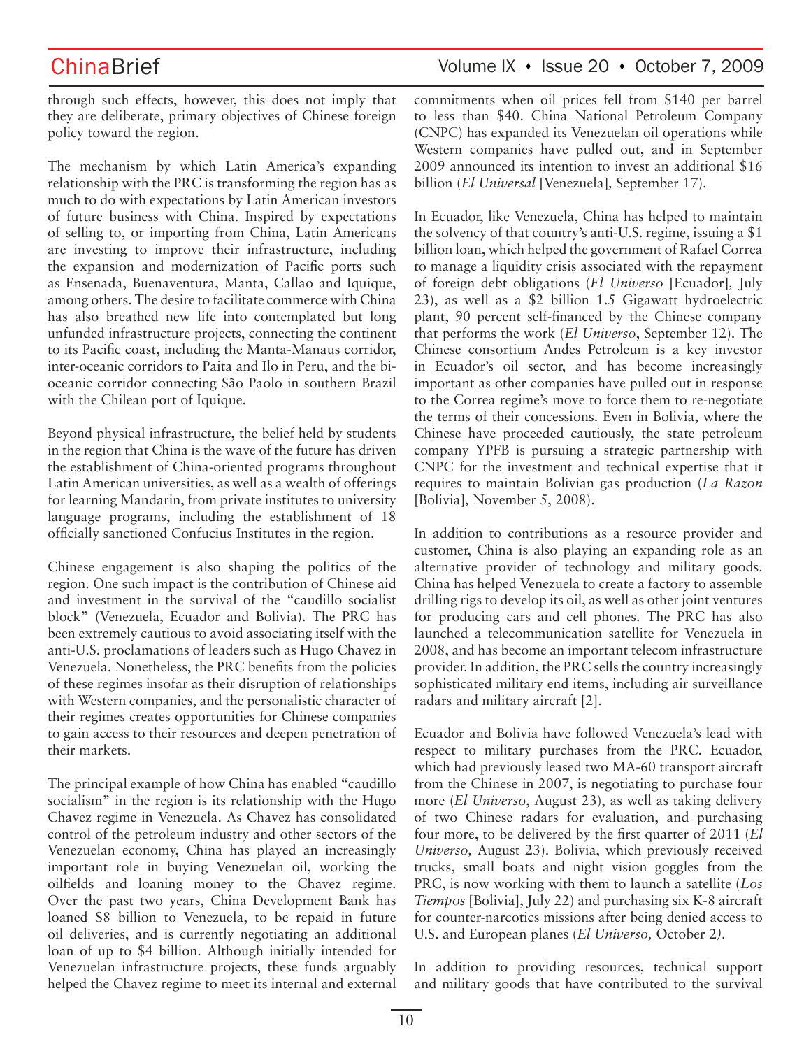through such effects, however, this does not imply that they are deliberate, primary objectives of Chinese foreign policy toward the region.

The mechanism by which Latin America's expanding relationship with the PRC is transforming the region has as much to do with expectations by Latin American investors of future business with China. Inspired by expectations of selling to, or importing from China, Latin Americans are investing to improve their infrastructure, including the expansion and modernization of Pacific ports such as Ensenada, Buenaventura, Manta, Callao and Iquique, among others. The desire to facilitate commerce with China has also breathed new life into contemplated but long unfunded infrastructure projects, connecting the continent to its Pacific coast, including the Manta-Manaus corridor, inter-oceanic corridors to Paita and Ilo in Peru, and the bi-oceanic corridor connecting São Paolo in southern Brazil with the Chilean port of Iquique.

Beyond physical infrastructure, the belief held by students in the region that China is the wave of the future has driven the establishment of China-oriented programs throughout Latin American universities, as well as a wealth of offerings for learning Mandarin, from private institutes to university language programs, including the establishment of 18 officially sanctioned Confucius Institutes in the region.

Chinese engagement is also shaping the politics of the region. One such impact is the contribution of Chinese aid and investment in the survival of the "caudillo socialist block" (Venezuela, Ecuador and Bolivia). The PRC has been extremely cautious to avoid associating itself with the anti-U.S. proclamations of leaders such as Hugo Chavez in Venezuela. Nonetheless, the PRC benefits from the policies of these regimes insofar as their disruption of relationships with Western companies, and the personalistic character of their regimes creates opportunities for Chinese companies to gain access to their resources and deepen penetration of their markets.

The principal example of how China has enabled "caudillo socialism" in the region is its relationship with the Hugo Chavez regime in Venezuela. As Chavez has consolidated control of the petroleum industry and other sectors of the Venezuelan economy, China has played an increasingly important role in buying Venezuelan oil, working the oilfields and loaning money to the Chavez regime. Over the past two years, China Development Bank has loaned $8 billion to Venezuela, to be repaid in future oil deliveries, and is currently negotiating an additional loan of up to $4 billion. Although initially intended for Venezuelan infrastructure projects, these funds arguably helped the Chavez regime to meet its internal and external commitments when oil prices fell from $140 per barrel to less than $40. China National Petroleum Company (CNPC) has expanded its Venezuelan oil operations while Western companies have pulled out, and in September 2009 announced its intention to invest an additional $16 billion (*El Universal* [Venezuela], September 17).

In Ecuador, like Venezuela, China has helped to maintain the solvency of that country's anti-U.S. regime, issuing a $1 billion loan, which helped the government of Rafael Correa to manage a liquidity crisis associated with the repayment of foreign debt obligations (*El Universo* [Ecuador], July 23), as well as a $2 billion 1.5 Gigawatt hydroelectric plant, 90 percent self-financed by the Chinese company that performs the work (*El Universo*, September 12). The Chinese consortium Andes Petroleum is a key investor in Ecuador's oil sector, and has become increasingly important as other companies have pulled out in response to the Correa regime's move to force them to re-negotiate the terms of their concessions. Even in Bolivia, where the Chinese have proceeded cautiously, the state petroleum company YPFB is pursuing a strategic partnership with CNPC for the investment and technical expertise that it requires to maintain Bolivian gas production (*La Razon* [Bolivia], November 5, 2008).

In addition to contributions as a resource provider and customer, China is also playing an expanding role as an alternative provider of technology and military goods. China has helped Venezuela to create a factory to assemble drilling rigs to develop its oil, as well as other joint ventures for producing cars and cell phones. The PRC has also launched a telecommunication satellite for Venezuela in 2008, and has become an important telecom infrastructure provider. In addition, the PRC sells the country increasingly sophisticated military end items, including air surveillance radars and military aircraft [2].

Ecuador and Bolivia have followed Venezuela's lead with respect to military purchases from the PRC. Ecuador, which had previously leased two MA-60 transport aircraft from the Chinese in 2007, is negotiating to purchase four more (*El Universo*, August 23), as well as taking delivery of two Chinese radars for evaluation, and purchasing four more, to be delivered by the first quarter of 2011 (*El Universo,* August 23). Bolivia, which previously received trucks, small boats and night vision goggles from the PRC, is now working with them to launch a satellite (*Los Tiempos* [Bolivia], July 22) and purchasing six K-8 aircraft for counter-narcotics missions after being denied access to U.S. and European planes (*El Universo,* October 2).

In addition to providing resources, technical support and military goods that have contributed to the survival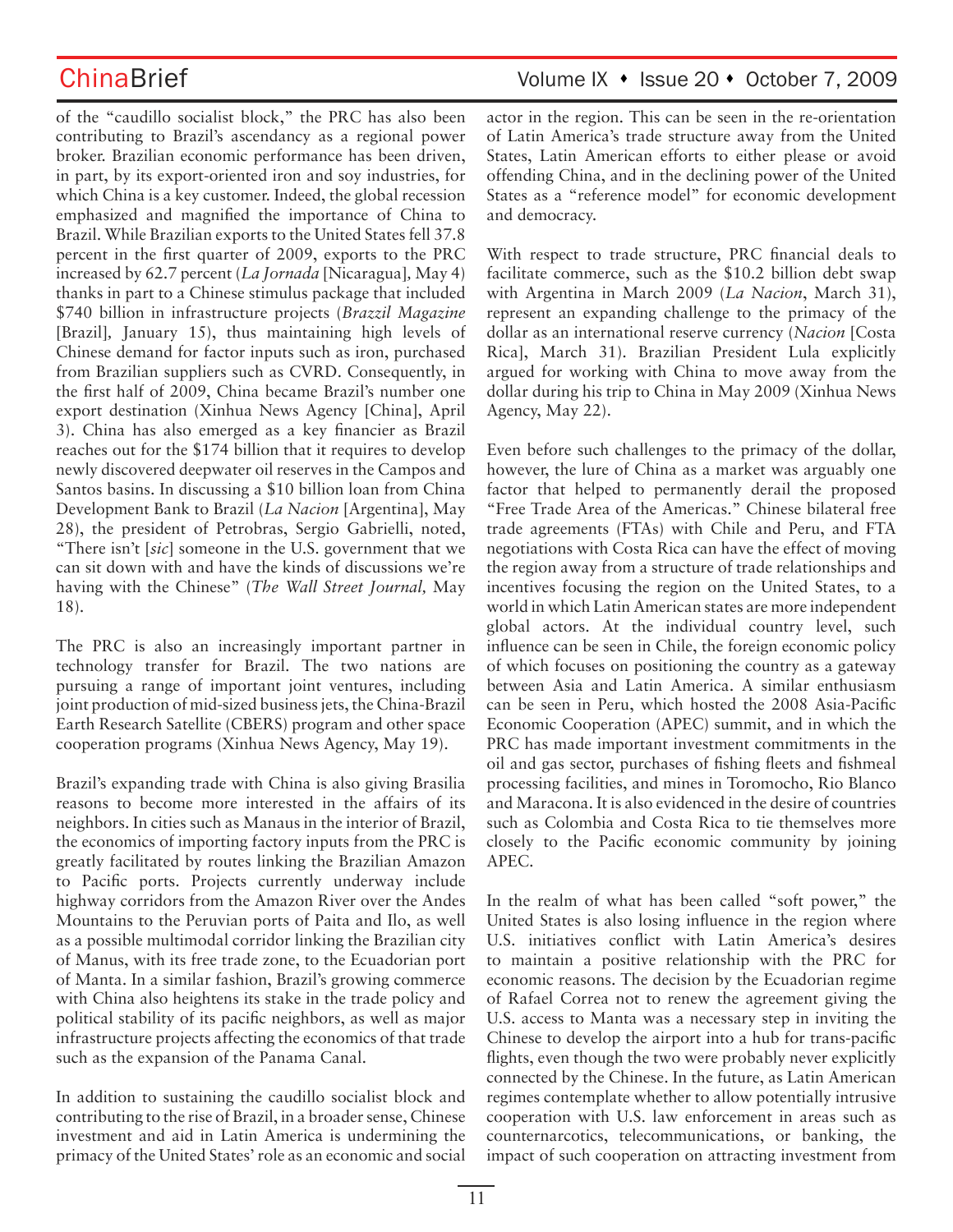of the "caudillo socialist block," the PRC has also been contributing to Brazil's ascendancy as a regional power broker. Brazilian economic performance has been driven, in part, by its export-oriented iron and soy industries, for which China is a key customer. Indeed, the global recession emphasized and magnified the importance of China to Brazil. While Brazilian exports to the United States fell 37.8 percent in the first quarter of 2009, exports to the PRC increased by 62.7 percent (*La Jornada* [Nicaragua], May 4) thanks in part to a Chinese stimulus package that included $740 billion in infrastructure projects (*Brazzil Magazine* [Brazil], January 15), thus maintaining high levels of Chinese demand for factor inputs such as iron, purchased from Brazilian suppliers such as CVRD. Consequently, in the first half of 2009, China became Brazil's number one export destination (Xinhua News Agency [China], April 3). China has also emerged as a key financier as Brazil reaches out for the $174 billion that it requires to develop newly discovered deepwater oil reserves in the Campos and Santos basins. In discussing a $10 billion loan from China Development Bank to Brazil (*La Nacion* [Argentina], May 28), the president of Petrobras, Sergio Gabrielli, noted, "There isn't [*sic*] someone in the U.S. government that we can sit down with and have the kinds of discussions we're having with the Chinese" (*The Wall Street Journal,* May 18).

The PRC is also an increasingly important partner in technology transfer for Brazil. The two nations are pursuing a range of important joint ventures, including joint production of mid-sized business jets, the China-Brazil Earth Research Satellite (CBERS) program and other space cooperation programs (Xinhua News Agency, May 19).

Brazil's expanding trade with China is also giving Brasilia reasons to become more interested in the affairs of its neighbors. In cities such as Manaus in the interior of Brazil, the economics of importing factory inputs from the PRC is greatly facilitated by routes linking the Brazilian Amazon to Pacific ports. Projects currently underway include highway corridors from the Amazon River over the Andes Mountains to the Peruvian ports of Paita and Ilo, as well as a possible multimodal corridor linking the Brazilian city of Manus, with its free trade zone, to the Ecuadorian port of Manta. In a similar fashion, Brazil's growing commerce with China also heightens its stake in the trade policy and political stability of its pacific neighbors, as well as major infrastructure projects affecting the economics of that trade such as the expansion of the Panama Canal.

In addition to sustaining the caudillo socialist block and contributing to the rise of Brazil, in a broader sense, Chinese investment and aid in Latin America is undermining the primacy of the United States' role as an economic and social actor in the region. This can be seen in the re-orientation of Latin America's trade structure away from the United States, Latin American efforts to either please or avoid offending China, and in the declining power of the United States as a "reference model" for economic development and democracy.

With respect to trade structure, PRC financial deals to facilitate commerce, such as the $10.2 billion debt swap with Argentina in March 2009 (*La Nacion*, March 31), represent an expanding challenge to the primacy of the dollar as an international reserve currency (*Nacion* [Costa Rica], March 31). Brazilian President Lula explicitly argued for working with China to move away from the dollar during his trip to China in May 2009 (Xinhua News Agency, May 22).

Even before such challenges to the primacy of the dollar, however, the lure of China as a market was arguably one factor that helped to permanently derail the proposed "Free Trade Area of the Americas." Chinese bilateral free trade agreements (FTAs) with Chile and Peru, and FTA negotiations with Costa Rica can have the effect of moving the region away from a structure of trade relationships and incentives focusing the region on the United States, to a world in which Latin American states are more independent global actors. At the individual country level, such influence can be seen in Chile, the foreign economic policy of which focuses on positioning the country as a gateway between Asia and Latin America. A similar enthusiasm can be seen in Peru, which hosted the 2008 Asia-Pacific Economic Cooperation (APEC) summit, and in which the PRC has made important investment commitments in the oil and gas sector, purchases of fishing fleets and fishmeal processing facilities, and mines in Toromocho, Rio Blanco and Maracona. It is also evidenced in the desire of countries such as Colombia and Costa Rica to tie themselves more closely to the Pacific economic community by joining APEC.

In the realm of what has been called "soft power," the United States is also losing influence in the region where U.S. initiatives conflict with Latin America's desires to maintain a positive relationship with the PRC for economic reasons. The decision by the Ecuadorian regime of Rafael Correa not to renew the agreement giving the U.S. access to Manta was a necessary step in inviting the Chinese to develop the airport into a hub for trans-pacific flights, even though the two were probably never explicitly connected by the Chinese. In the future, as Latin American regimes contemplate whether to allow potentially intrusive cooperation with U.S. law enforcement in areas such as counternarcotics, telecommunications, or banking, the impact of such cooperation on attracting investment from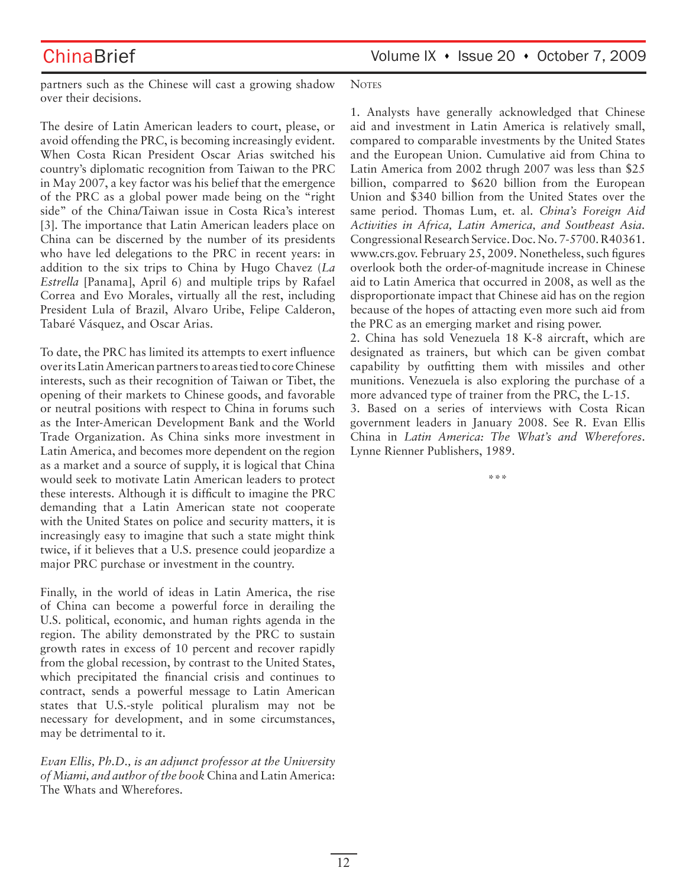partners such as the Chinese will cast a growing shadow over their decisions.

The desire of Latin American leaders to court, please, or avoid offending the PRC, is becoming increasingly evident. When Costa Rican President Oscar Arias switched his country's diplomatic recognition from Taiwan to the PRC in May 2007, a key factor was his belief that the emergence of the PRC as a global power made being on the "right side" of the China/Taiwan issue in Costa Rica's interest [3]. The importance that Latin American leaders place on China can be discerned by the number of its presidents who have led delegations to the PRC in recent years: in addition to the six trips to China by Hugo Chavez (*La Estrella* [Panama], April 6) and multiple trips by Rafael Correa and Evo Morales, virtually all the rest, including President Lula of Brazil, Alvaro Uribe, Felipe Calderon, Tabaré Vásquez, and Oscar Arias.

To date, the PRC has limited its attempts to exert influence over its Latin American partners to areas tied to core Chinese interests, such as their recognition of Taiwan or Tibet, the opening of their markets to Chinese goods, and favorable or neutral positions with respect to China in forums such as the Inter-American Development Bank and the World Trade Organization. As China sinks more investment in Latin America, and becomes more dependent on the region as a market and a source of supply, it is logical that China would seek to motivate Latin American leaders to protect these interests. Although it is difficult to imagine the PRC demanding that a Latin American state not cooperate with the United States on police and security matters, it is increasingly easy to imagine that such a state might think twice, if it believes that a U.S. presence could jeopardize a major PRC purchase or investment in the country.

Finally, in the world of ideas in Latin America, the rise of China can become a powerful force in derailing the U.S. political, economic, and human rights agenda in the region. The ability demonstrated by the PRC to sustain growth rates in excess of 10 percent and recover rapidly from the global recession, by contrast to the United States, which precipitated the financial crisis and continues to contract, sends a powerful message to Latin American states that U.S.-style political pluralism may not be necessary for development, and in some circumstances, may be detrimental to it.

*Evan Ellis, Ph.D., is an adjunct professor at the University of Miami, and author of the book* China and Latin America: The Whats and Wherefores.

Notes

1. Analysts have generally acknowledged that Chinese aid and investment in Latin America is relatively small, compared to comparable investments by the United States and the European Union. Cumulative aid from China to Latin America from 2002 thrugh 2007 was less than $25 billion, comparred to $620 billion from the European Union and $340 billion from the United States over the same period. Thomas Lum, et. al. *China's Foreign Aid Activities in Africa, Latin America, and Southeast Asia.* Congressional Research Service. Doc. No. 7-5700. R40361. www.crs.gov. February 25, 2009. Nonetheless, such figures overlook both the order-of-magnitude increase in Chinese aid to Latin America that occurred in 2008, as well as the disproportionate impact that Chinese aid has on the region because of the hopes of attacting even more such aid from the PRC as an emerging market and rising power.
2. China has sold Venezuela 18 K-8 aircraft, which are designated as trainers, but which can be given combat capability by outfitting them with missiles and other munitions. Venezuela is also exploring the purchase of a more advanced type of trainer from the PRC, the L-15.
3. Based on a series of interviews with Costa Rican government leaders in January 2008. See R. Evan Ellis China in *Latin America: The What's and Wherefores*. Lynne Rienner Publishers, 1989.

\*\*\*